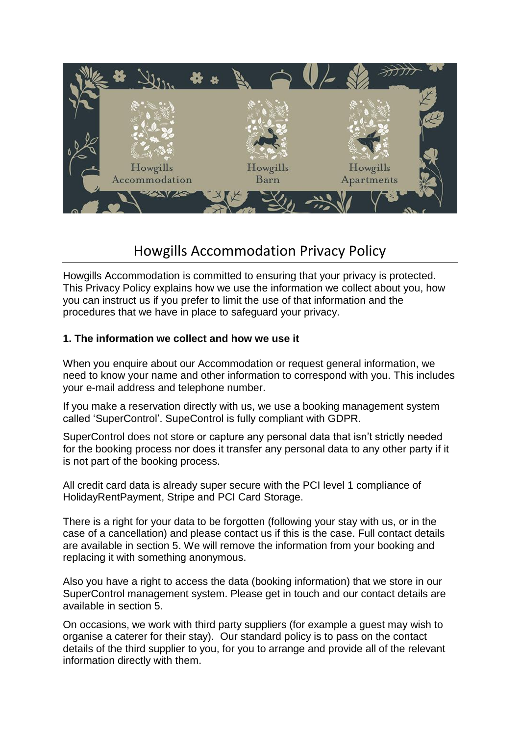# Howgills Accommodation Privacy Policy

Howgills Accommodation is committed to ensuring that your privacy is protected. This Privacy Policy explains how we use the information we collect about you, how you can instruct us if you prefer to limit the use of that information and the procedures that we have in place to safeguard your privacy.

**1. The information we collect and how we use it**

When you enquire about our Accommodation or request general information, we need to know your name and other information to correspond with you. This includes your e-mail address and telephone number.

If you make a reservation directly with us, we use a booking management system called 'SuperControl'. SupeControl is fully compliant with GDPR.

SuperControl does not store or capture any personal data that isn't strictly needed for the booking process nor does it transfer any personal data to any other party if it is not part of the booking process.

All credit card data is already super secure with the PCI level 1 compliance of HolidayRentPayment, Stripe and PCI Card Storage.

There is a right for your data to be forgotten (following your stay with us, or in the case of a cancellation) and please contact us if this is the case. Full contact details are available in section 5. We will remove the information from your booking and replacing it with something anonymous.

Also you have a right to access the data (booking information) that we store in our SuperControl management system. Please get in touch and our contact details are available in section 5.

On occasions, we work with third party suppliers (for example a guest may wish to organise a caterer for their stay). Our standard policy is to pass on the contact details of the third supplier to you, for you to arrange and provide all of the relevant information directly with them.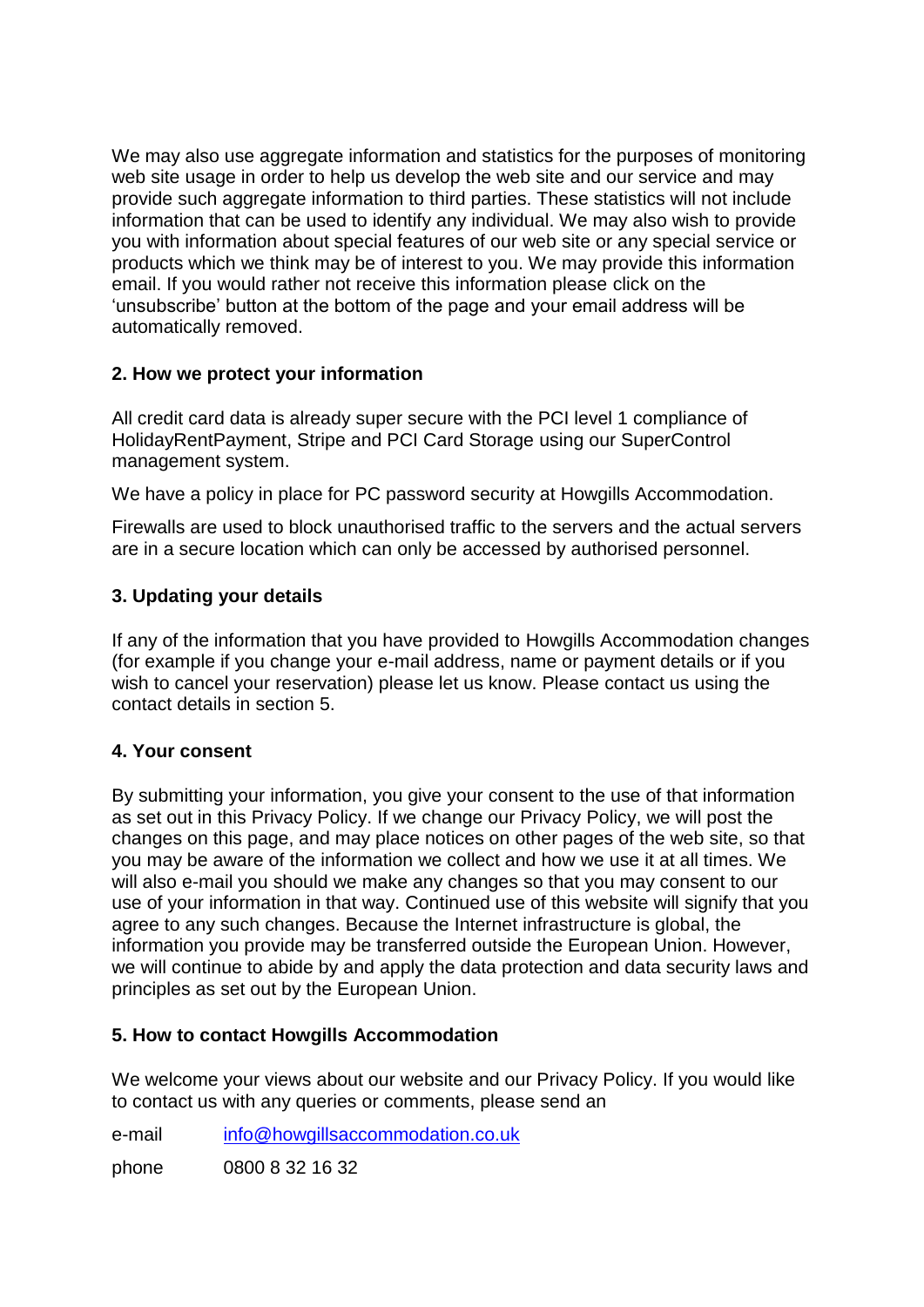We may also use aggregate information and statistics for the purposes of monitoring web site usage in order to help us develop the web site and our service and may provide such aggregate information to third parties. These statistics will not include information that can be used to identify any individual. We may also wish to provide you with information about special features of our web site or any special service or products which we think may be of interest to you. We may provide this information email. If you would rather not receive this information please click on the 'unsubscribe' button at the bottom of the page and your email address will be automatically removed.

**2. How we protect your information**

All credit card data is already super secure with the PCI level 1 compliance of HolidayRentPayment, Stripe and PCI Card Storage using our SuperControl management system.

We have a policy in place for PC password security at Howgills Accommodation.

Firewalls are used to block unauthorised traffic to the servers and the actual servers are in a secure location which can only be accessed by authorised personnel.

**3. Updating your details**

If any of the information that you have provided to Howgills Accommodation changes (for example if you change your e-mail address, name or payment details or if you wish to cancel your reservation) please let us know. Please contact us using the contact details in section 5.

**4. Your consent**

By submitting your information, you give your consent to the use of that information as set out in this Privacy Policy. If we change our Privacy Policy, we will post the changes on this page, and may place notices on other pages of the web site, so that you may be aware of the information we collect and how we use it at all times. We will also e-mail you should we make any changes so that you may consent to our use of your information in that way. Continued use of this website will signify that you agree to any such changes. Because the Internet infrastructure is global, the information you provide may be transferred outside the European Union. However, we will continue to abide by and apply the data protection and data security laws and principles as set out by the European Union.

**5. How to contact Howgills Accommodation**

We welcome your views about our website and our Privacy Policy. If you would like to contact us with any queries or comments, please send an

e-mail info@howgillsaccommodation.co.uk

phone 0800 8 32 16 32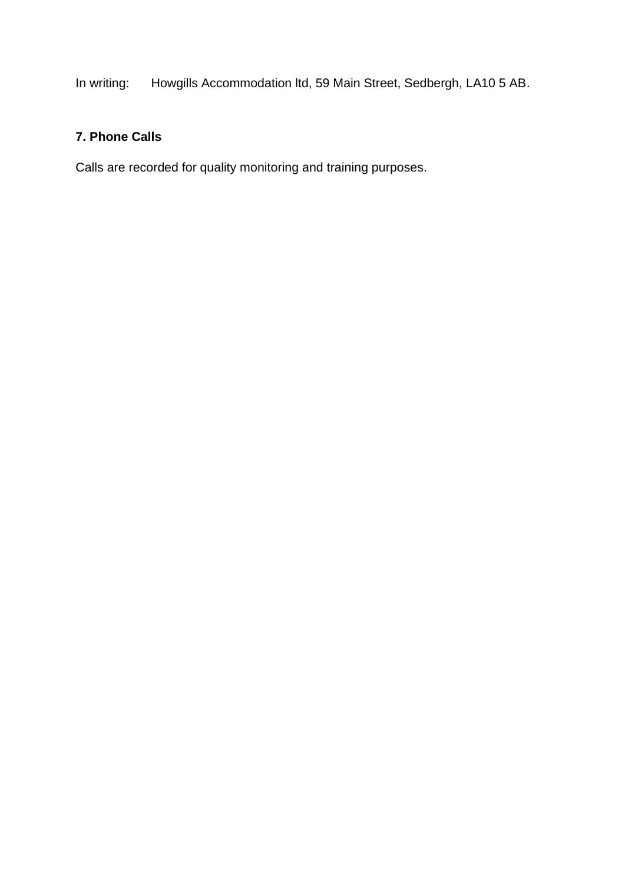In writing: Howgills Accommodation ltd, 59 Main Street, Sedbergh, LA10 5 AB.

**7. Phone Calls**

Calls are recorded for quality monitoring and training purposes.